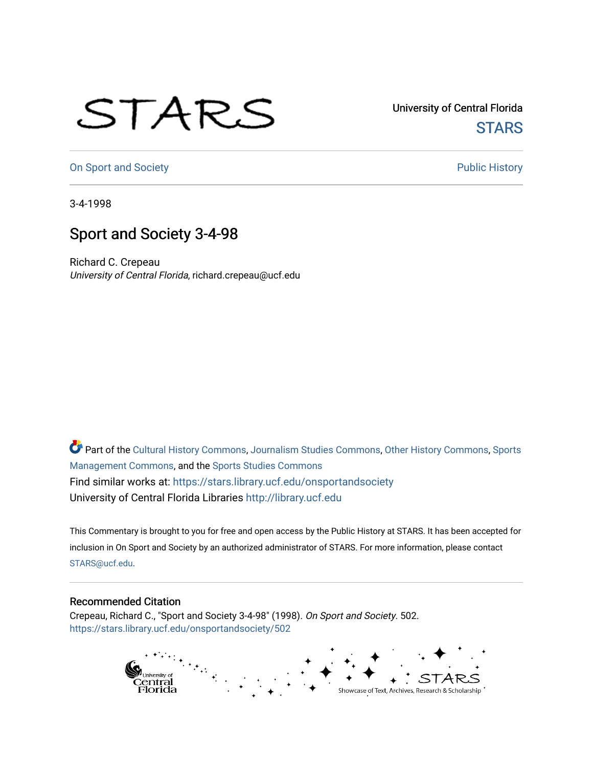University of Central Florida

STARS

On Sport and Society

Public History

3-4-1998

# Sport and Society 3-4-98

Richard C. Crepeau
*University of Central Florida*, richard.crepeau@ucf.edu

Part of the Cultural History Commons, Journalism Studies Commons, Other History Commons, Sports Management Commons, and the Sports Studies Commons

Find similar works at: https://stars.library.ucf.edu/onsportandsociety

University of Central Florida Libraries http://library.ucf.edu

This Commentary is brought to you for free and open access by the Public History at STARS. It has been accepted for inclusion in On Sport and Society by an authorized administrator of STARS. For more information, please contact STARS@ucf.edu.

## Recommended Citation

Crepeau, Richard C., "Sport and Society 3-4-98" (1998). *On Sport and Society*. 502.
https://stars.library.ucf.edu/onsportandsociety/502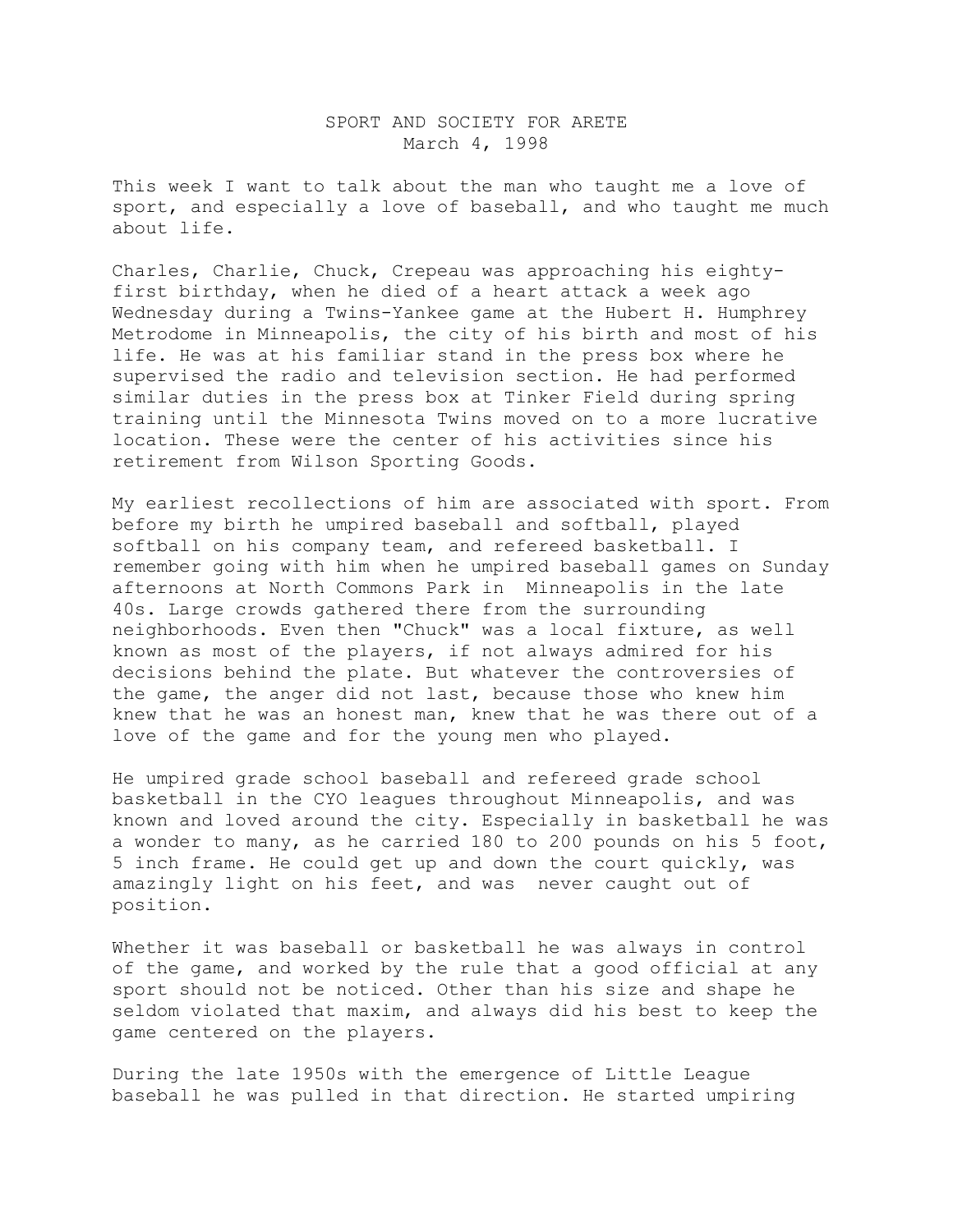SPORT AND SOCIETY FOR ARETE
March 4, 1998

This week I want to talk about the man who taught me a love of sport, and especially a love of baseball, and who taught me much about life.

Charles, Charlie, Chuck, Crepeau was approaching his eighty-first birthday, when he died of a heart attack a week ago Wednesday during a Twins-Yankee game at the Hubert H. Humphrey Metrodome in Minneapolis, the city of his birth and most of his life. He was at his familiar stand in the press box where he supervised the radio and television section. He had performed similar duties in the press box at Tinker Field during spring training until the Minnesota Twins moved on to a more lucrative location. These were the center of his activities since his retirement from Wilson Sporting Goods.

My earliest recollections of him are associated with sport. From before my birth he umpired baseball and softball, played softball on his company team, and refereed basketball. I remember going with him when he umpired baseball games on Sunday afternoons at North Commons Park in Minneapolis in the late 40s. Large crowds gathered there from the surrounding neighborhoods. Even then "Chuck" was a local fixture, as well known as most of the players, if not always admired for his decisions behind the plate. But whatever the controversies of the game, the anger did not last, because those who knew him knew that he was an honest man, knew that he was there out of a love of the game and for the young men who played.

He umpired grade school baseball and refereed grade school basketball in the CYO leagues throughout Minneapolis, and was known and loved around the city. Especially in basketball he was a wonder to many, as he carried 180 to 200 pounds on his 5 foot, 5 inch frame. He could get up and down the court quickly, was amazingly light on his feet, and was never caught out of position.

Whether it was baseball or basketball he was always in control of the game, and worked by the rule that a good official at any sport should not be noticed. Other than his size and shape he seldom violated that maxim, and always did his best to keep the game centered on the players.

During the late 1950s with the emergence of Little League baseball he was pulled in that direction. He started umpiring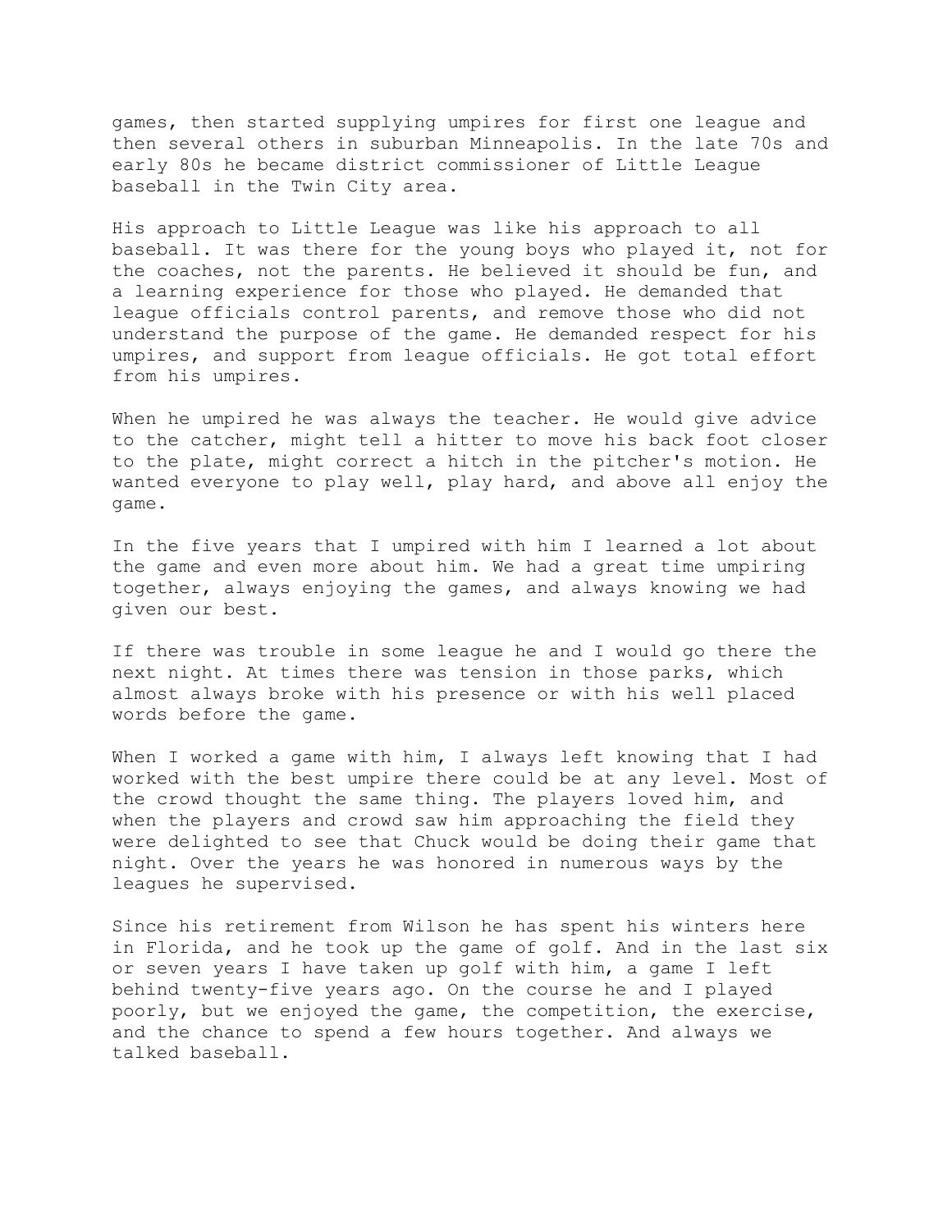games, then started supplying umpires for first one league and then several others in suburban Minneapolis. In the late 70s and early 80s he became district commissioner of Little League baseball in the Twin City area.

His approach to Little League was like his approach to all baseball. It was there for the young boys who played it, not for the coaches, not the parents. He believed it should be fun, and a learning experience for those who played. He demanded that league officials control parents, and remove those who did not understand the purpose of the game. He demanded respect for his umpires, and support from league officials. He got total effort from his umpires.

When he umpired he was always the teacher. He would give advice to the catcher, might tell a hitter to move his back foot closer to the plate, might correct a hitch in the pitcher's motion. He wanted everyone to play well, play hard, and above all enjoy the game.

In the five years that I umpired with him I learned a lot about the game and even more about him. We had a great time umpiring together, always enjoying the games, and always knowing we had given our best.

If there was trouble in some league he and I would go there the next night. At times there was tension in those parks, which almost always broke with his presence or with his well placed words before the game.

When I worked a game with him, I always left knowing that I had worked with the best umpire there could be at any level. Most of the crowd thought the same thing. The players loved him, and when the players and crowd saw him approaching the field they were delighted to see that Chuck would be doing their game that night. Over the years he was honored in numerous ways by the leagues he supervised.

Since his retirement from Wilson he has spent his winters here in Florida, and he took up the game of golf. And in the last six or seven years I have taken up golf with him, a game I left behind twenty-five years ago. On the course he and I played poorly, but we enjoyed the game, the competition, the exercise, and the chance to spend a few hours together. And always we talked baseball.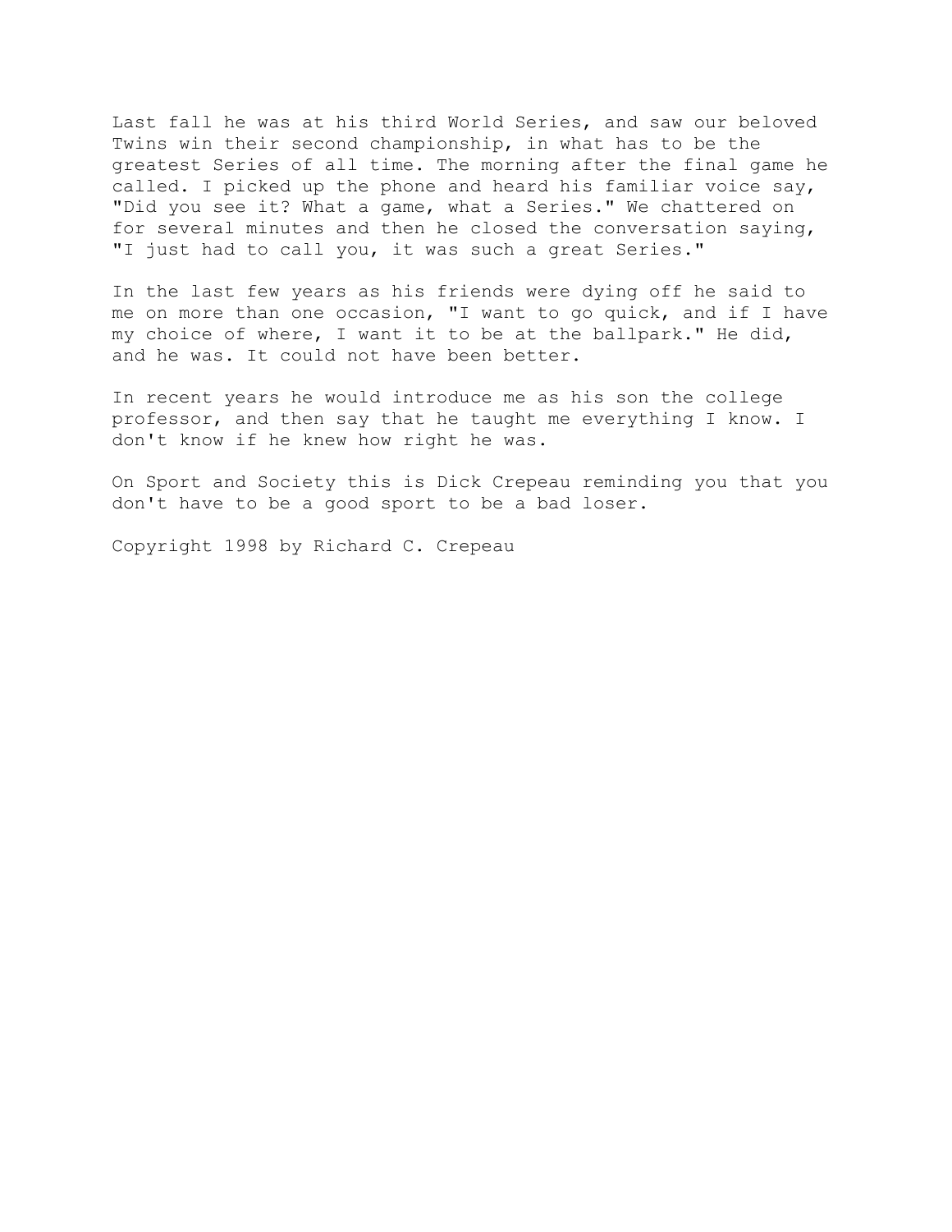Last fall he was at his third World Series, and saw our beloved Twins win their second championship, in what has to be the greatest Series of all time. The morning after the final game he called. I picked up the phone and heard his familiar voice say, "Did you see it? What a game, what a Series." We chattered on for several minutes and then he closed the conversation saying, "I just had to call you, it was such a great Series."

In the last few years as his friends were dying off he said to me on more than one occasion, "I want to go quick, and if I have my choice of where, I want it to be at the ballpark." He did, and he was. It could not have been better.

In recent years he would introduce me as his son the college professor, and then say that he taught me everything I know. I don't know if he knew how right he was.

On Sport and Society this is Dick Crepeau reminding you that you don't have to be a good sport to be a bad loser.

Copyright 1998 by Richard C. Crepeau